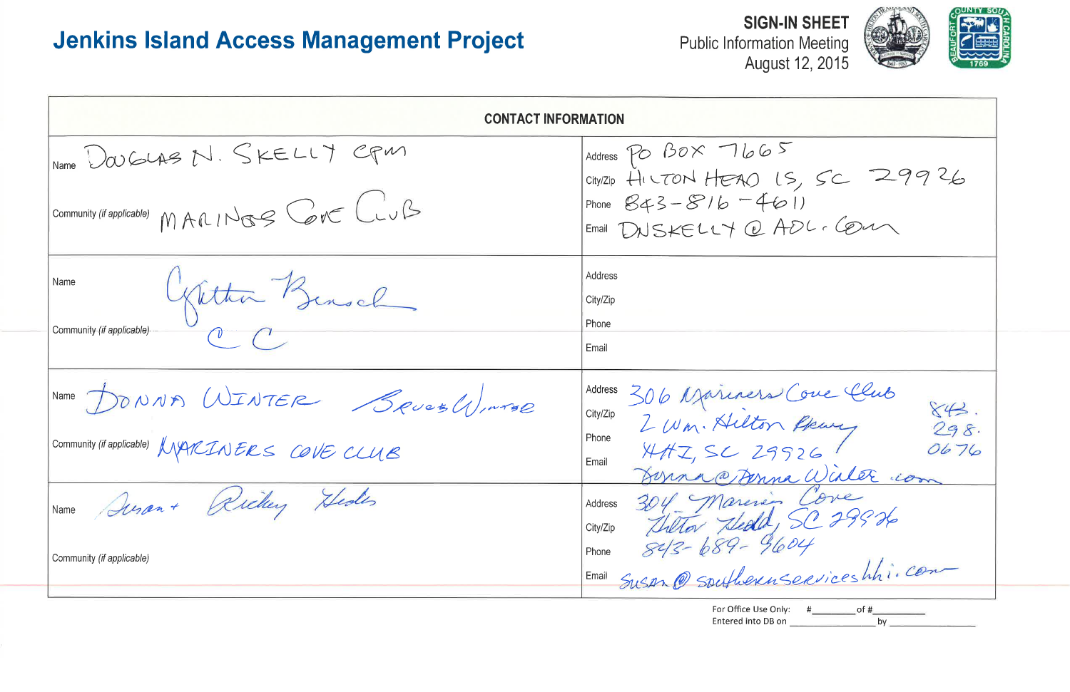# Jenkins Island Access Management Project

**SIGN-IN SHEET**
Public Information Meeting
August 12, 2015

| CONTACT INFORMATION | |
|---|---|
| Name: DOUGLAS N. SKELLY CPM<br>Community *(if applicable)*: MARINERS COVE CLUB | Address: PO BOX 7665<br>City/Zip: HILTON HEAD IS, SC 29926<br>Phone: 843-816-4611<br>Email: DNSKELLY@AOL.COM |
| Name: Cynthia Bensch<br>Community *(if applicable)*: C C | Address:<br>City/Zip:<br>Phone:<br>Email: |
| Name: DONNA WINTER Bruce Winter<br>Community *(if applicable)*: MARINERS COVE CLUB | Address: 306 Mariners Cove Club<br>City/Zip: 2 Wm. Hilton Pkwy<br>Phone: HHI, SC 29926 843.298.0676<br>Email: donna@DonnaWinter.com |
| Name: Susan + Richey Hedd<br>Community *(if applicable)*: | Address: 304 Mariners Cove<br>City/Zip: Hilton Head, SC 29926<br>Phone: 843-689-9604<br>Email: Susan@southernserviceshhi.com |

For Office Use Only: #________ of #__________
Entered into DB on ________________ by ________________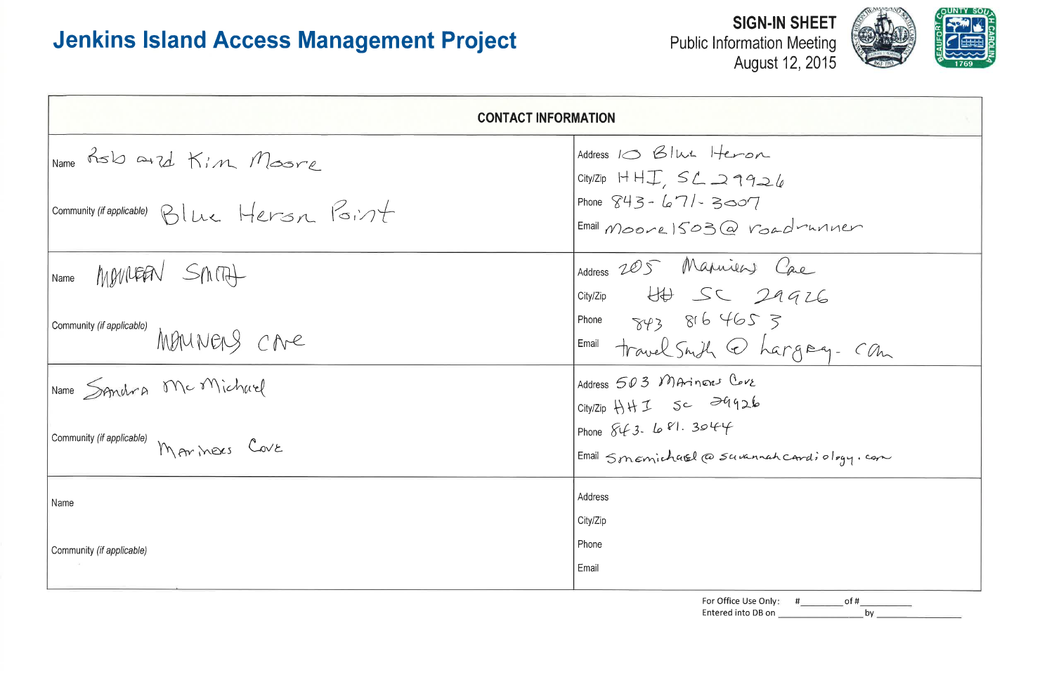# Jenkins Island Access Management Project

**SIGN-IN SHEET**
Public Information Meeting
August 12, 2015

| CONTACT INFORMATION | |
|---|---|
| Name: Rob and Kim Moore<br>Community (*if applicable*): Blue Heron Point | Address: 10 Blue Heron<br>City/Zip: HHI, SC 29926<br>Phone: 843-671-3007<br>Email: moore1503@roadrunner |
| Name: MAUREEN SMITH<br>Community (*if applicable*): MARINERS CAVE | Address: 205 Mariners Cove<br>City/Zip: HH SC 29926<br>Phone: 843 816 4653<br>Email: travelsmith@hargray.com |
| Name: Sandra McMichael<br>Community (*if applicable*): Mariners Cove | Address: 503 Mariners Cove<br>City/Zip: HHI SC 29926<br>Phone: 843-681-3044<br>Email: smcmichael@savannahcardiology.com |
| Name:<br>Community (*if applicable*): | Address:<br>City/Zip:<br>Phone:<br>Email: |

For Office Use Only: #________ of #__________
Entered into DB on ________________ by ________________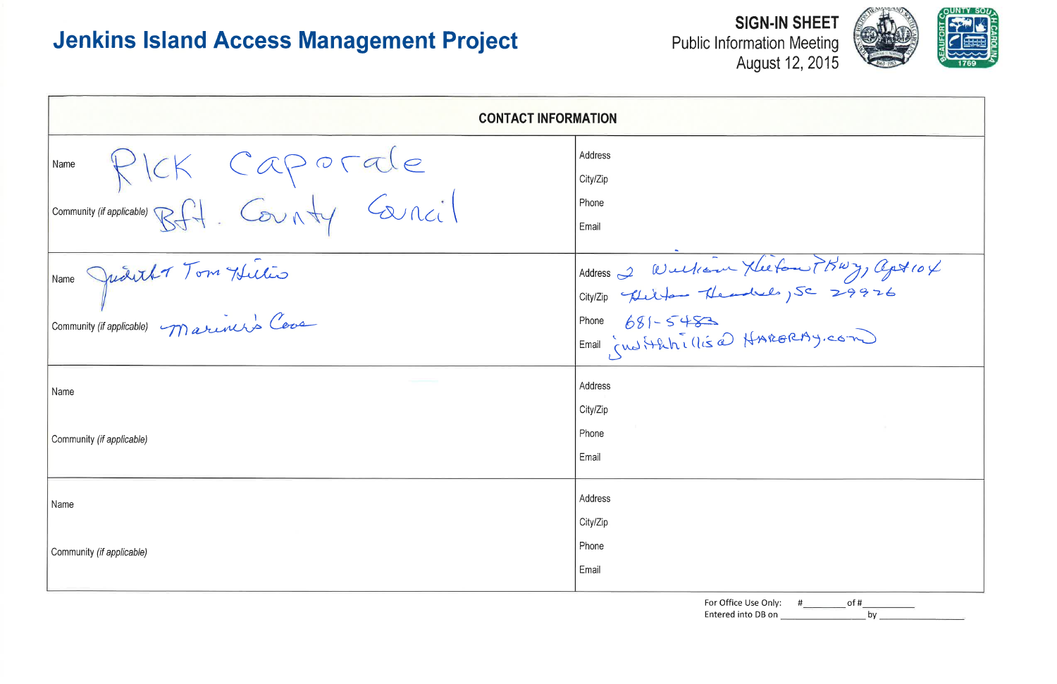# Jenkins Island Access Management Project

**SIGN-IN SHEET**
Public Information Meeting
August 12, 2015

| CONTACT INFORMATION | |
|---|---|
| Name Rick Caporale<br>Community *(if applicable)* Bft. County Council | Address<br>City/Zip<br>Phone<br>Email |
| Name Judith Tom Hillis<br>Community *(if applicable)* Mariner's Cove | Address 2 William Hilton Pkwy, Apt 104<br>City/Zip Hilton Head, SC 29926<br>Phone 681-5483<br>Email judithhillis@ HARGRAY.com |
| Name<br>Community *(if applicable)* | Address<br>City/Zip<br>Phone<br>Email |
| Name<br>Community *(if applicable)* | Address<br>City/Zip<br>Phone<br>Email |

For Office Use Only: #________ of #__________
Entered into DB on ________________ by ________________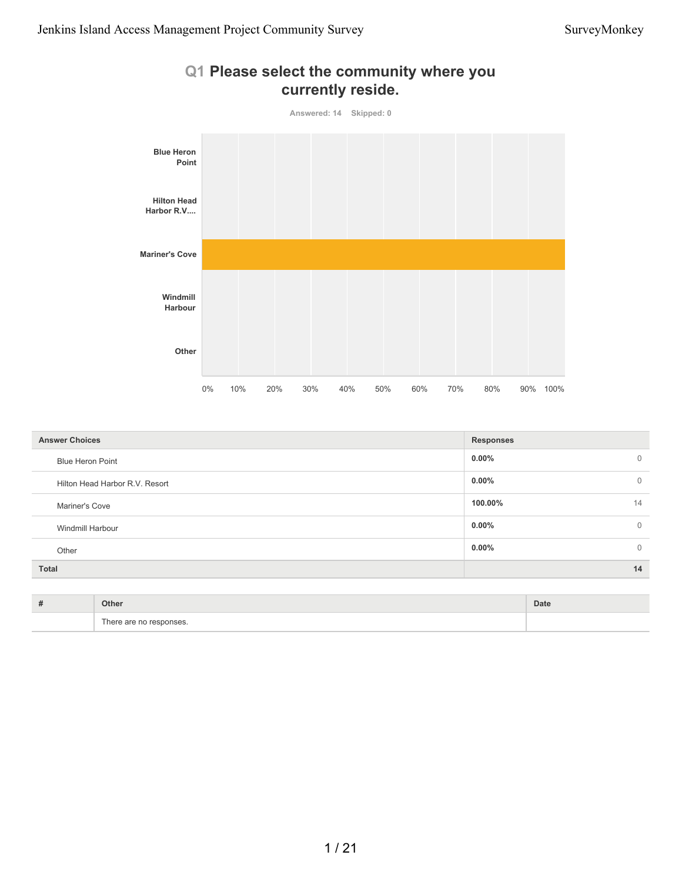## Q1 Please select the community where you currently reside.

Answered: 14 Skipped: 0

| Answer Choices | Responses | |
|---|---|---|
| Blue Heron Point | 0.00% | 0 |
| Hilton Head Harbor R.V. Resort | 0.00% | 0 |
| Mariner's Cove | 100.00% | 14 |
| Windmill Harbour | 0.00% | 0 |
| Other | 0.00% | 0 |
| **Total** | | **14** |

| # | Other | Date |
|---|---|---|
| | There are no responses. | |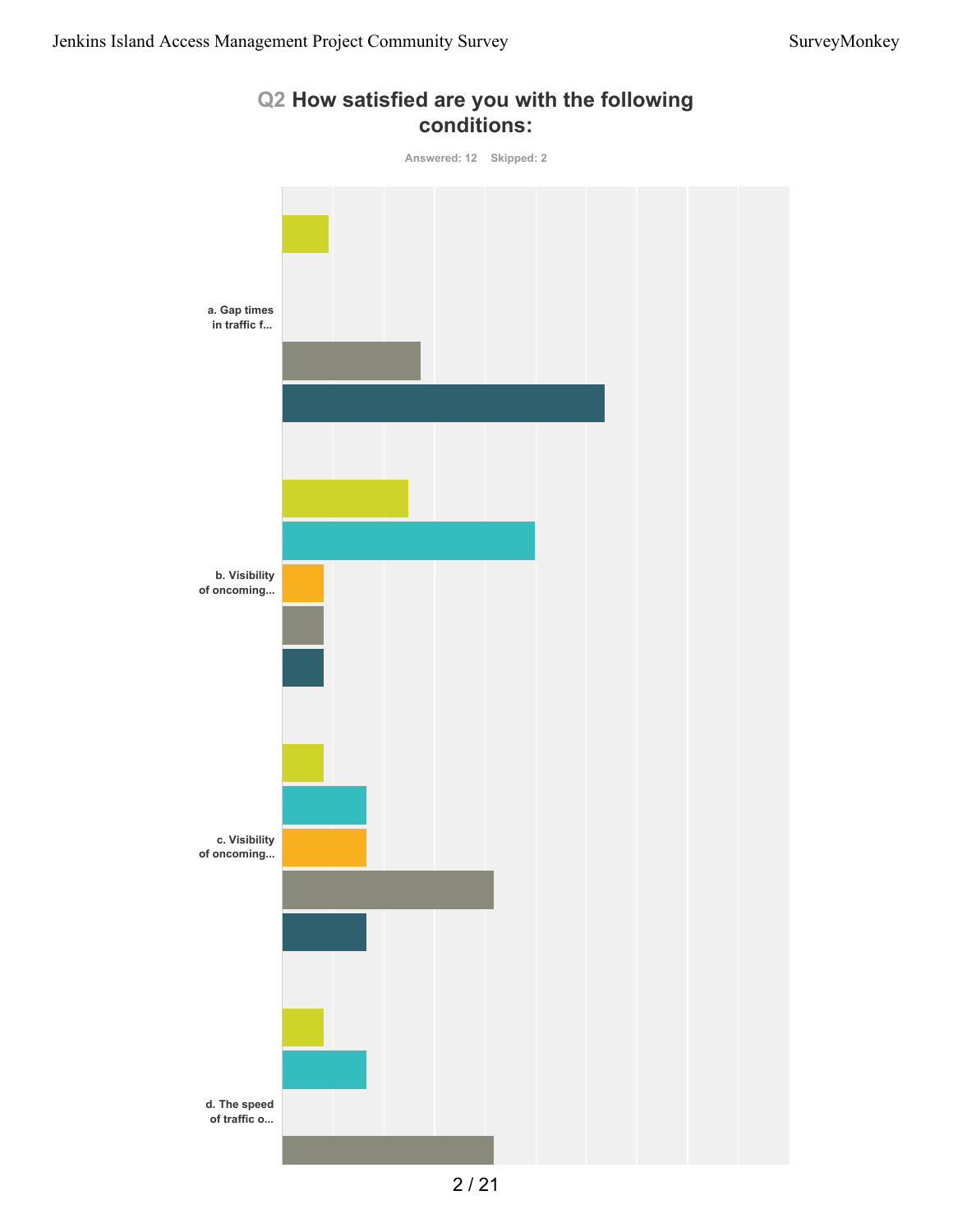## Q2 How satisfied are you with the following conditions:

Answered: 12 Skipped: 2

a. Gap times in traffic f...

b. Visibility of oncoming...

c. Visibility of oncoming...

d. The speed of traffic o...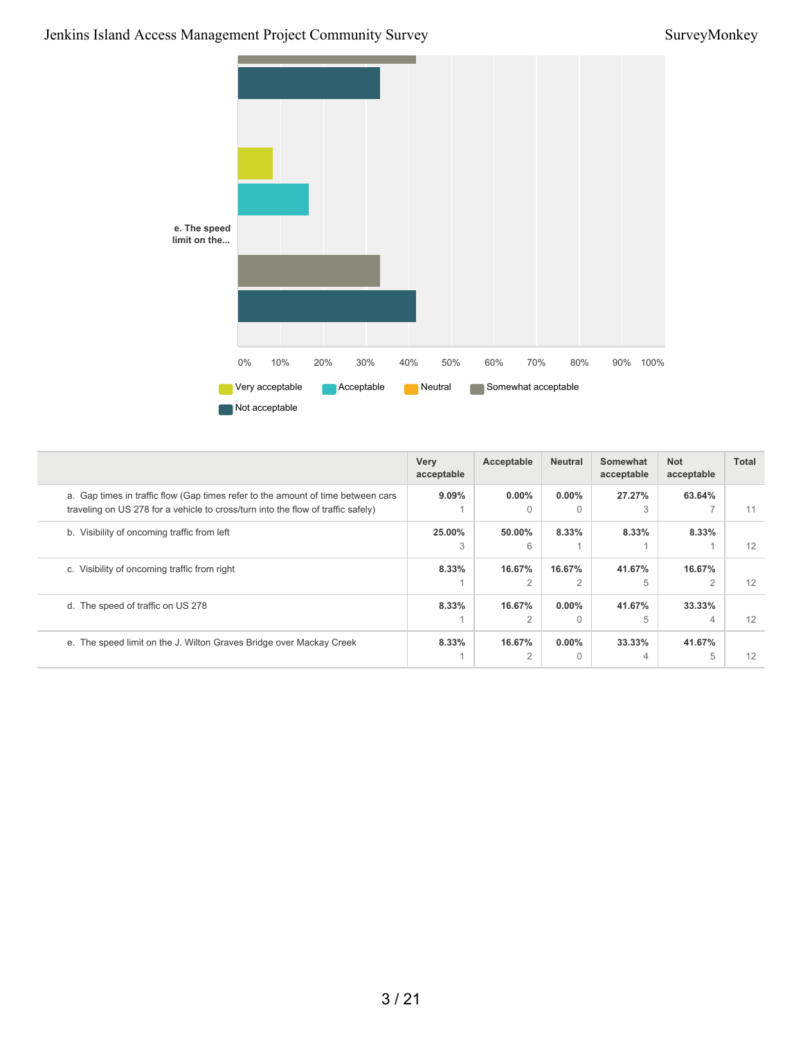e. The speed limit on the...

0% 10% 20% 30% 40% 50% 60% 70% 80% 90% 100%

Very acceptable | Acceptable | Neutral | Somewhat acceptable | Not acceptable

| | Very acceptable | Acceptable | Neutral | Somewhat acceptable | Not acceptable | Total |
|---|---|---|---|---|---|---|
| a. Gap times in traffic flow (Gap times refer to the amount of time between cars traveling on US 278 for a vehicle to cross/turn into the flow of traffic safely) | **9.09%** 1 | **0.00%** 0 | **0.00%** 0 | **27.27%** 3 | **63.64%** 7 | 11 |
| b. Visibility of oncoming traffic from left | **25.00%** 3 | **50.00%** 6 | **8.33%** 1 | **8.33%** 1 | **8.33%** 1 | 12 |
| c. Visibility of oncoming traffic from right | **8.33%** 1 | **16.67%** 2 | **16.67%** 2 | **41.67%** 5 | **16.67%** 2 | 12 |
| d. The speed of traffic on US 278 | **8.33%** 1 | **16.67%** 2 | **0.00%** 0 | **41.67%** 5 | **33.33%** 4 | 12 |
| e. The speed limit on the J. Wilton Graves Bridge over Mackay Creek | **8.33%** 1 | **16.67%** 2 | **0.00%** 0 | **33.33%** 4 | **41.67%** 5 | 12 |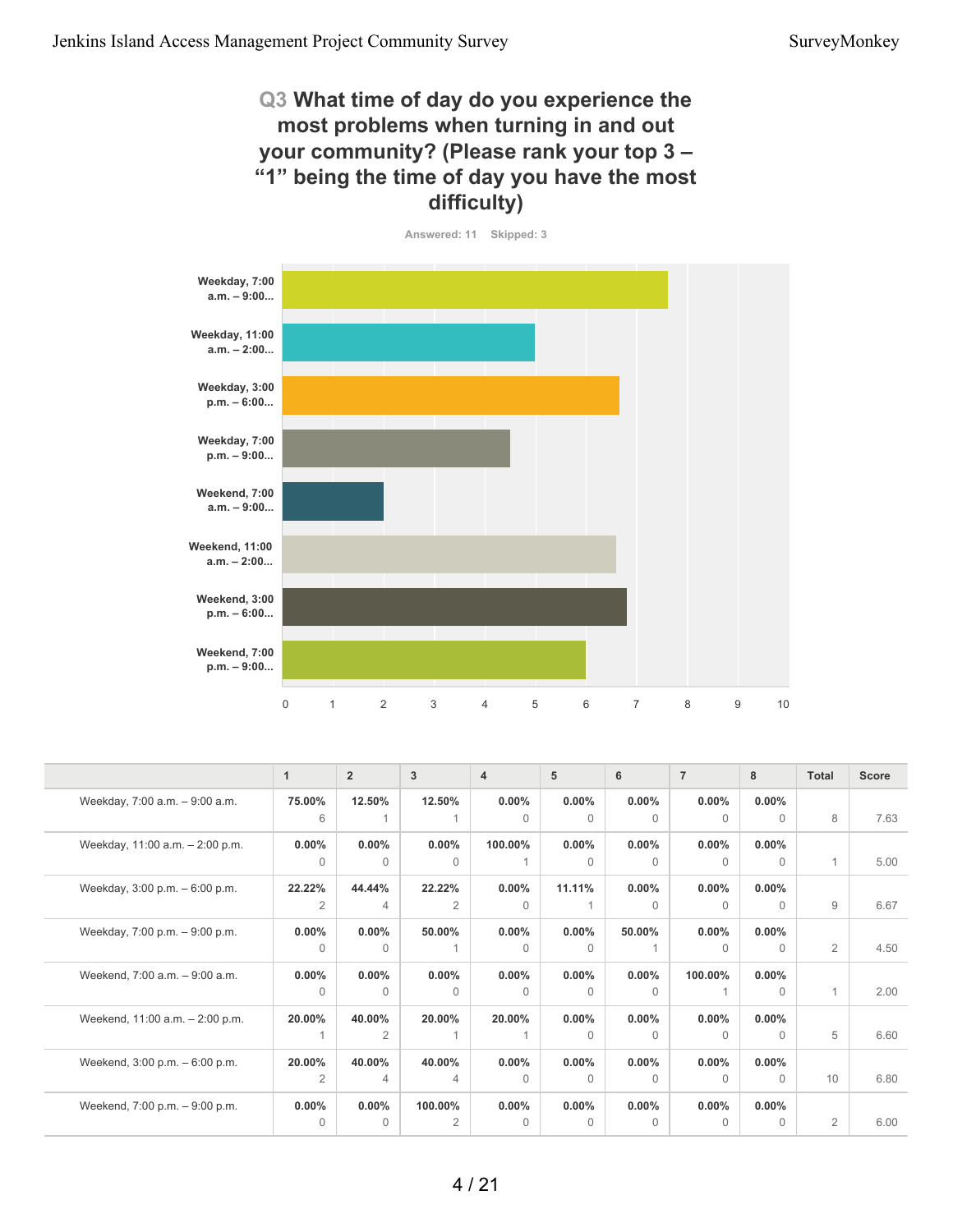## Q3 What time of day do you experience the most problems when turning in and out your community? (Please rank your top 3 – "1" being the time of day you have the most difficulty)

Answered: 11 Skipped: 3

| | 1 | 2 | 3 | 4 | 5 | 6 | 7 | 8 | Total | Score |
|---|---|---|---|---|---|---|---|---|---|---|
| Weekday, 7:00 a.m. – 9:00 a.m. | 75.00% 6 | 12.50% 1 | 12.50% 1 | 0.00% 0 | 0.00% 0 | 0.00% 0 | 0.00% 0 | 0.00% 0 | 8 | 7.63 |
| Weekday, 11:00 a.m. – 2:00 p.m. | 0.00% 0 | 0.00% 0 | 0.00% 0 | 100.00% 1 | 0.00% 0 | 0.00% 0 | 0.00% 0 | 0.00% 0 | 1 | 5.00 |
| Weekday, 3:00 p.m. – 6:00 p.m. | 22.22% 2 | 44.44% 4 | 22.22% 2 | 0.00% 0 | 11.11% 1 | 0.00% 0 | 0.00% 0 | 0.00% 0 | 9 | 6.67 |
| Weekday, 7:00 p.m. – 9:00 p.m. | 0.00% 0 | 0.00% 0 | 50.00% 1 | 0.00% 0 | 0.00% 0 | 50.00% 1 | 0.00% 0 | 0.00% 0 | 2 | 4.50 |
| Weekend, 7:00 a.m. – 9:00 a.m. | 0.00% 0 | 0.00% 0 | 0.00% 0 | 0.00% 0 | 0.00% 0 | 0.00% 0 | 100.00% 1 | 0.00% 0 | 1 | 2.00 |
| Weekend, 11:00 a.m. – 2:00 p.m. | 20.00% 1 | 40.00% 2 | 20.00% 1 | 20.00% 1 | 0.00% 0 | 0.00% 0 | 0.00% 0 | 0.00% 0 | 5 | 6.60 |
| Weekend, 3:00 p.m. – 6:00 p.m. | 20.00% 2 | 40.00% 4 | 40.00% 4 | 0.00% 0 | 0.00% 0 | 0.00% 0 | 0.00% 0 | 0.00% 0 | 10 | 6.80 |
| Weekend, 7:00 p.m. – 9:00 p.m. | 0.00% 0 | 0.00% 0 | 100.00% 2 | 0.00% 0 | 0.00% 0 | 0.00% 0 | 0.00% 0 | 0.00% 0 | 2 | 6.00 |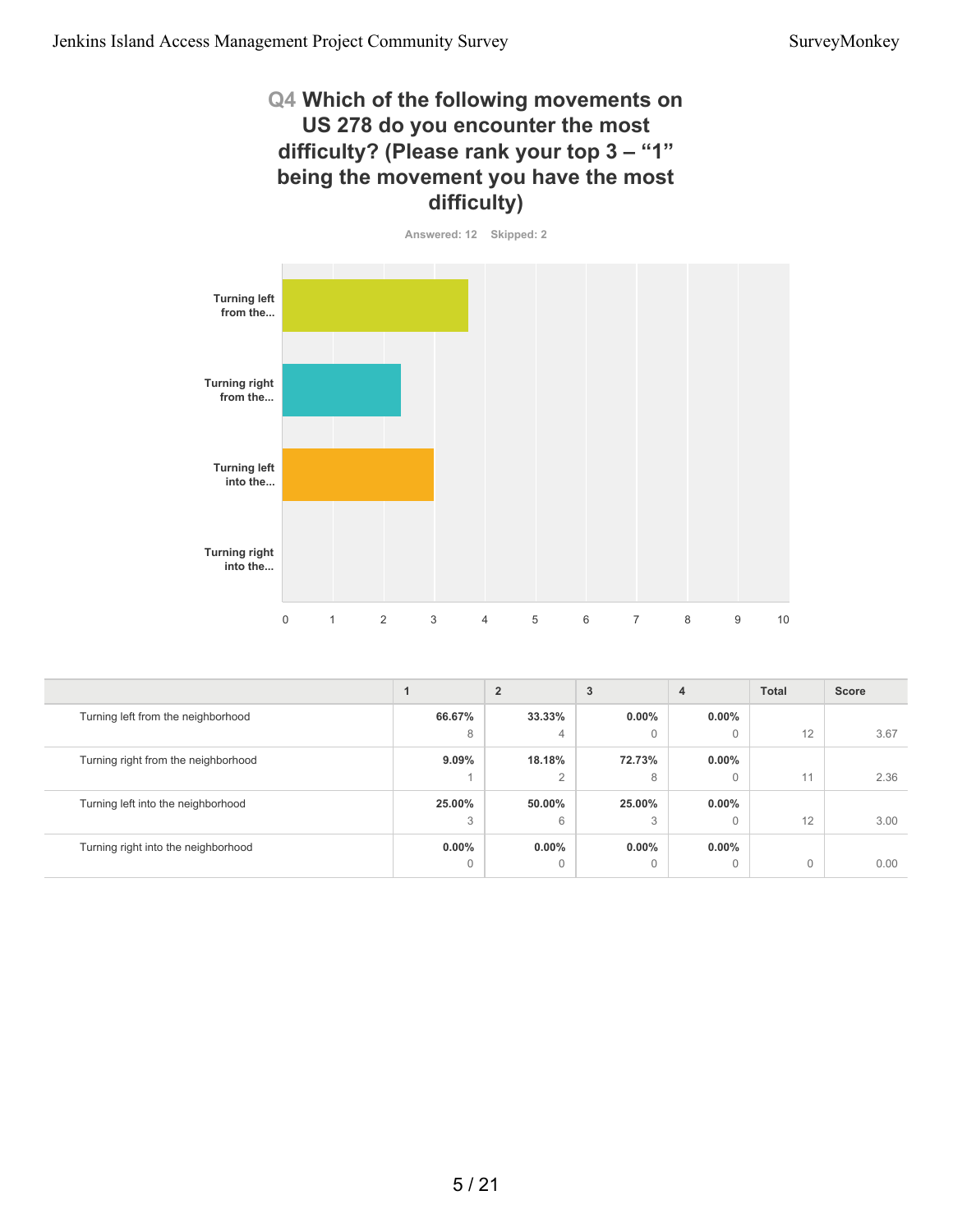## Q4 Which of the following movements on US 278 do you encounter the most difficulty? (Please rank your top 3 – "1" being the movement you have the most difficulty)

Answered: 12 Skipped: 2

| | 1 | 2 | 3 | 4 | Total | Score |
|---|---|---|---|---|---|---|
| Turning left from the neighborhood | 66.67% 8 | 33.33% 4 | 0.00% 0 | 0.00% 0 | 12 | 3.67 |
| Turning right from the neighborhood | 9.09% 1 | 18.18% 2 | 72.73% 8 | 0.00% 0 | 11 | 2.36 |
| Turning left into the neighborhood | 25.00% 3 | 50.00% 6 | 25.00% 3 | 0.00% 0 | 12 | 3.00 |
| Turning right into the neighborhood | 0.00% 0 | 0.00% 0 | 0.00% 0 | 0.00% 0 | 0 | 0.00 |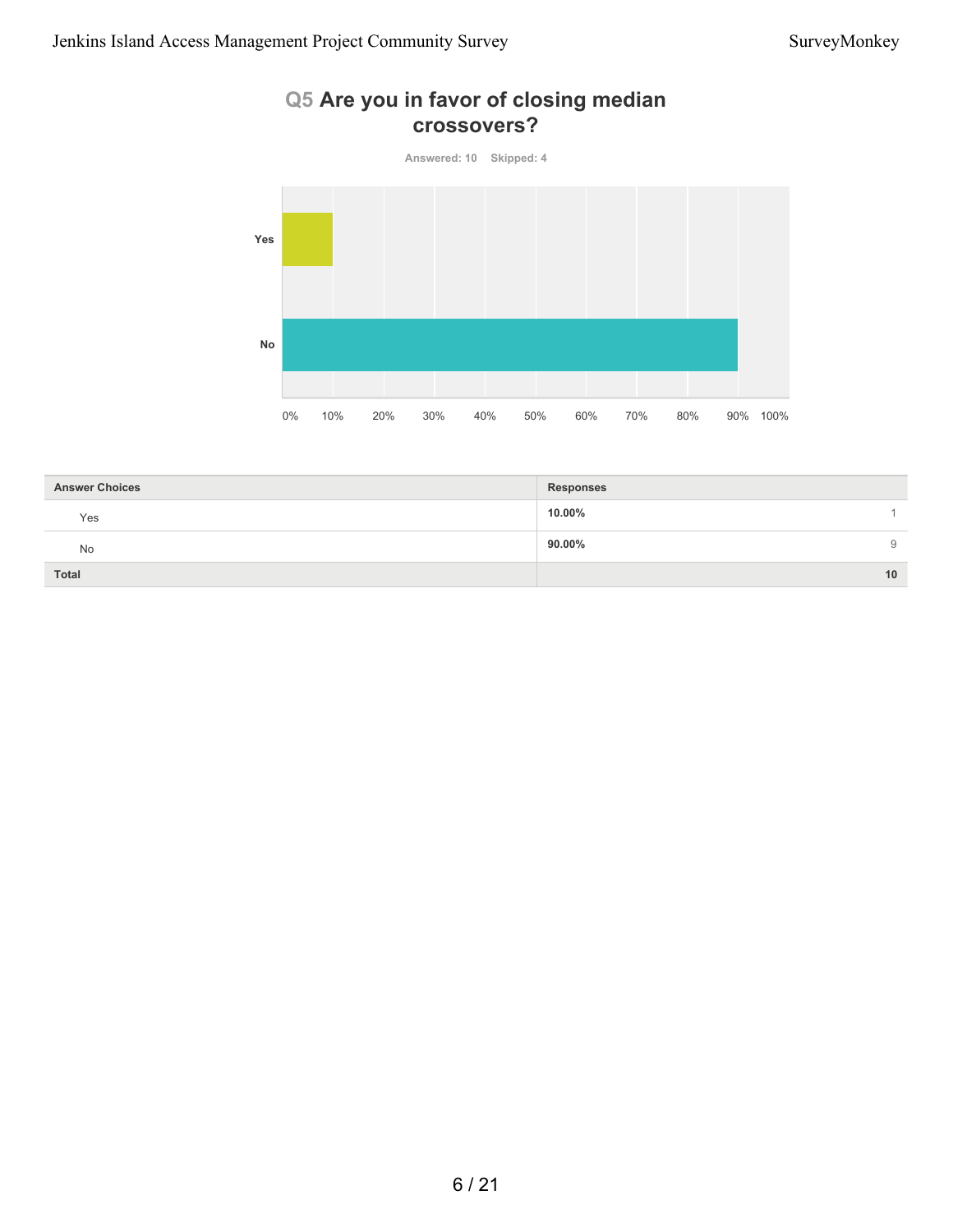## Q5 Are you in favor of closing median crossovers?

Answered: 10 Skipped: 4

| Answer Choices | Responses | |
|---|---|---|
| Yes | 10.00% | 1 |
| No | 90.00% | 9 |
| Total | | 10 |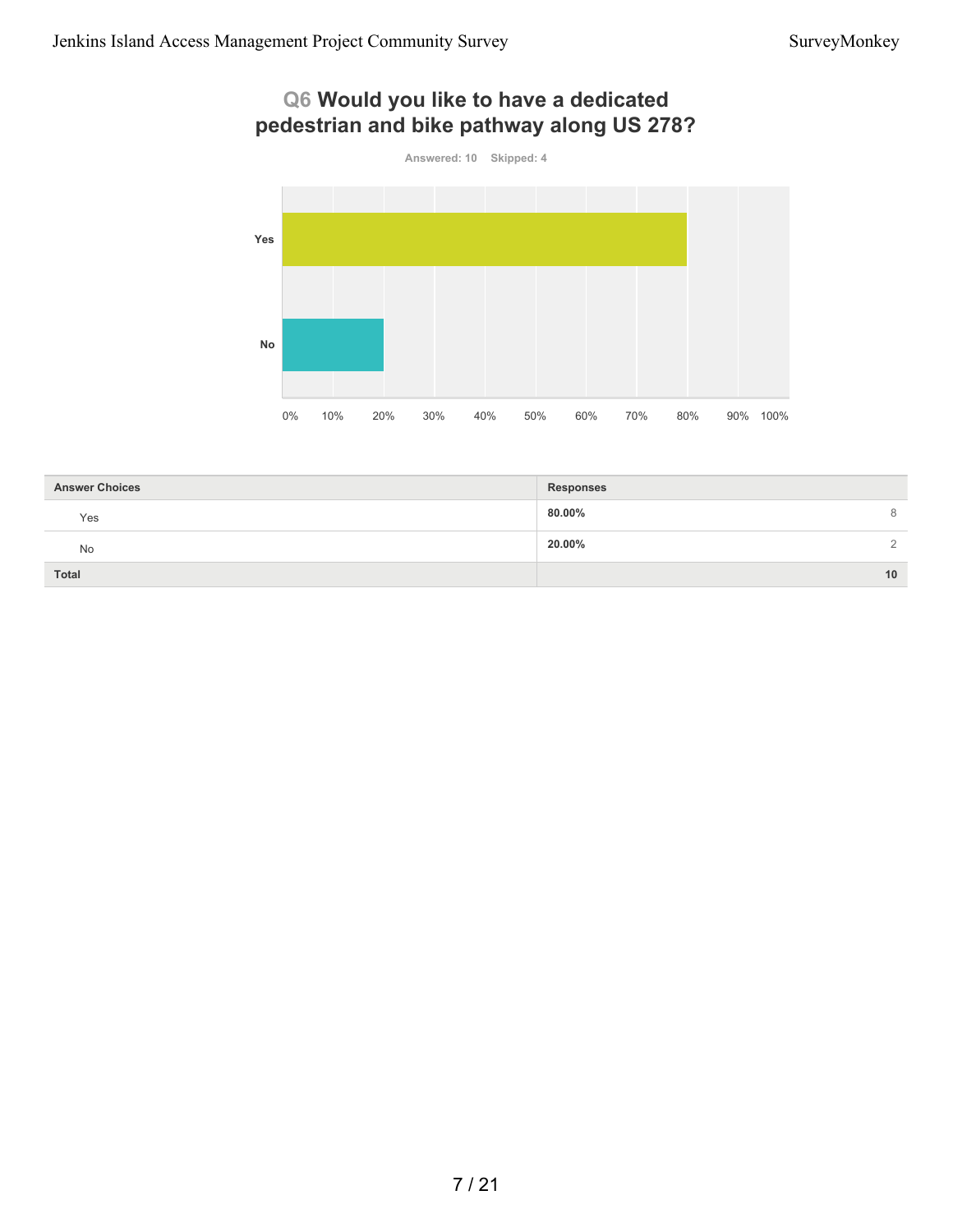## Q6 Would you like to have a dedicated pedestrian and bike pathway along US 278?

Answered: 10 Skipped: 4

| Answer Choices | Responses | |
|---|---|---|
| Yes | 80.00% | 8 |
| No | 20.00% | 2 |
| **Total** | | **10** |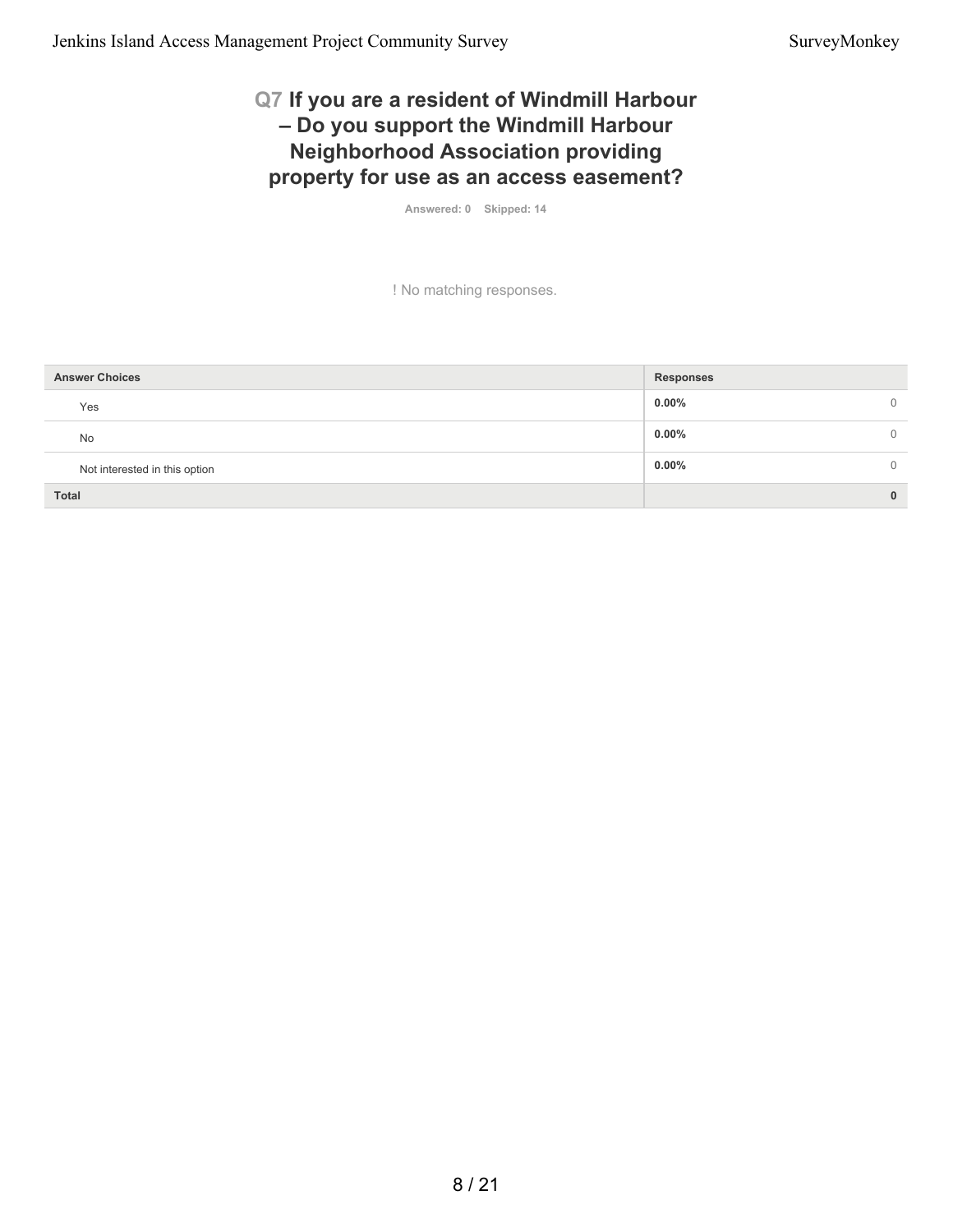## Q7 If you are a resident of Windmill Harbour – Do you support the Windmill Harbour Neighborhood Association providing property for use as an access easement?

Answered: 0 Skipped: 14

! No matching responses.

| Answer Choices | Responses | |
|---|---|---|
| Yes | 0.00% | 0 |
| No | 0.00% | 0 |
| Not interested in this option | 0.00% | 0 |
| **Total** | | **0** |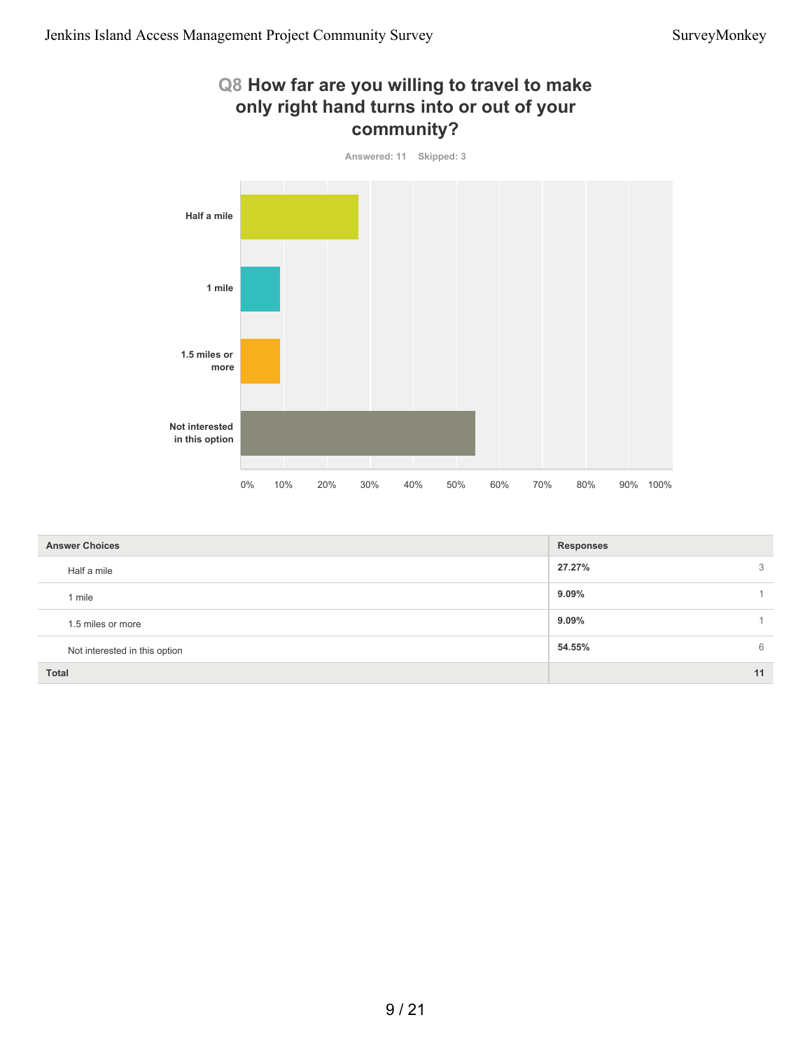## Q8 How far are you willing to travel to make only right hand turns into or out of your community?

Answered: 11 Skipped: 3

| Answer Choices | Responses | |
|---|---|---|
| Half a mile | 27.27% | 3 |
| 1 mile | 9.09% | 1 |
| 1.5 miles or more | 9.09% | 1 |
| Not interested in this option | 54.55% | 6 |
| **Total** | | **11** |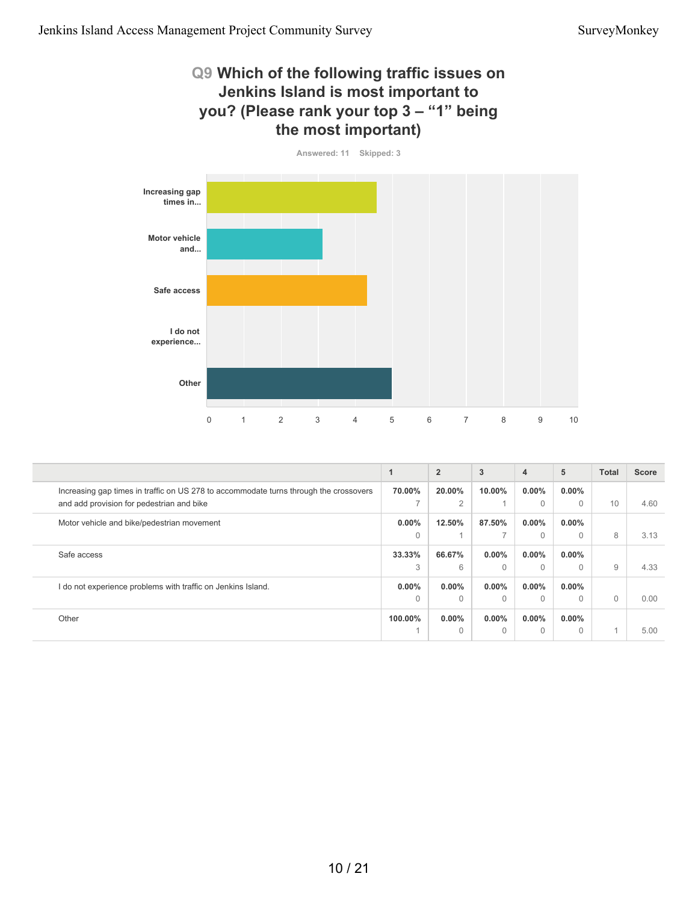## Q9 Which of the following traffic issues on Jenkins Island is most important to you? (Please rank your top 3 – "1" being the most important)

Answered: 11 Skipped: 3

| | 1 | 2 | 3 | 4 | 5 | Total | Score |
|---|---|---|---|---|---|---|---|
| Increasing gap times in traffic on US 278 to accommodate turns through the crossovers and add provision for pedestrian and bike | 70.00% 7 | 20.00% 2 | 10.00% 1 | 0.00% 0 | 0.00% 0 | 10 | 4.60 |
| Motor vehicle and bike/pedestrian movement | 0.00% 0 | 12.50% 1 | 87.50% 7 | 0.00% 0 | 0.00% 0 | 8 | 3.13 |
| Safe access | 33.33% 3 | 66.67% 6 | 0.00% 0 | 0.00% 0 | 0.00% 0 | 9 | 4.33 |
| I do not experience problems with traffic on Jenkins Island. | 0.00% 0 | 0.00% 0 | 0.00% 0 | 0.00% 0 | 0.00% 0 | 0 | 0.00 |
| Other | 100.00% 1 | 0.00% 0 | 0.00% 0 | 0.00% 0 | 0.00% 0 | 1 | 5.00 |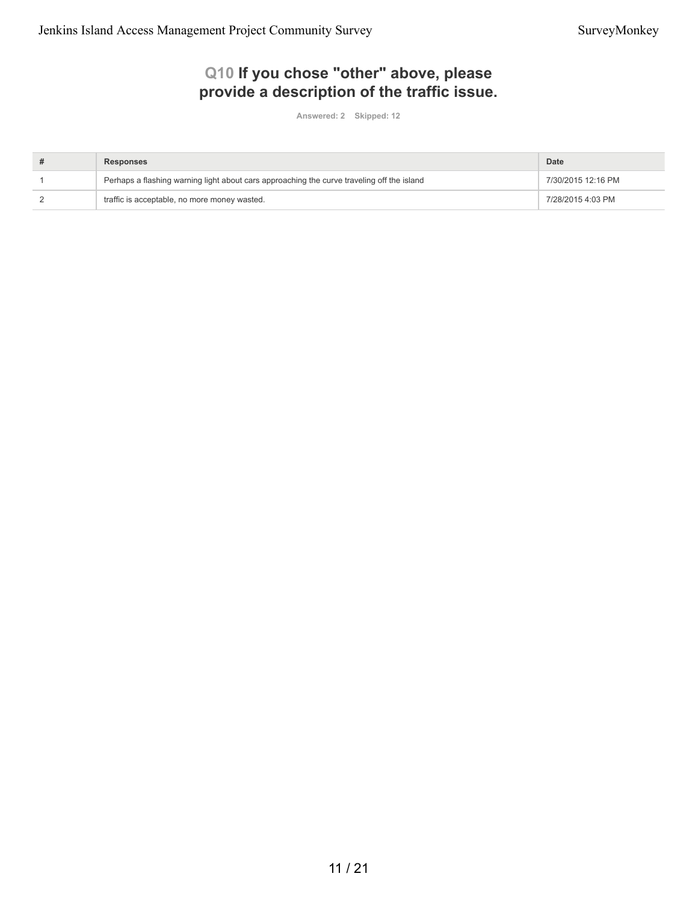## Q10 If you chose "other" above, please provide a description of the traffic issue.

Answered: 2 Skipped: 12

| # | Responses | Date |
|---|---|---|
| 1 | Perhaps a flashing warning light about cars approaching the curve traveling off the island | 7/30/2015 12:16 PM |
| 2 | traffic is acceptable, no more money wasted. | 7/28/2015 4:03 PM |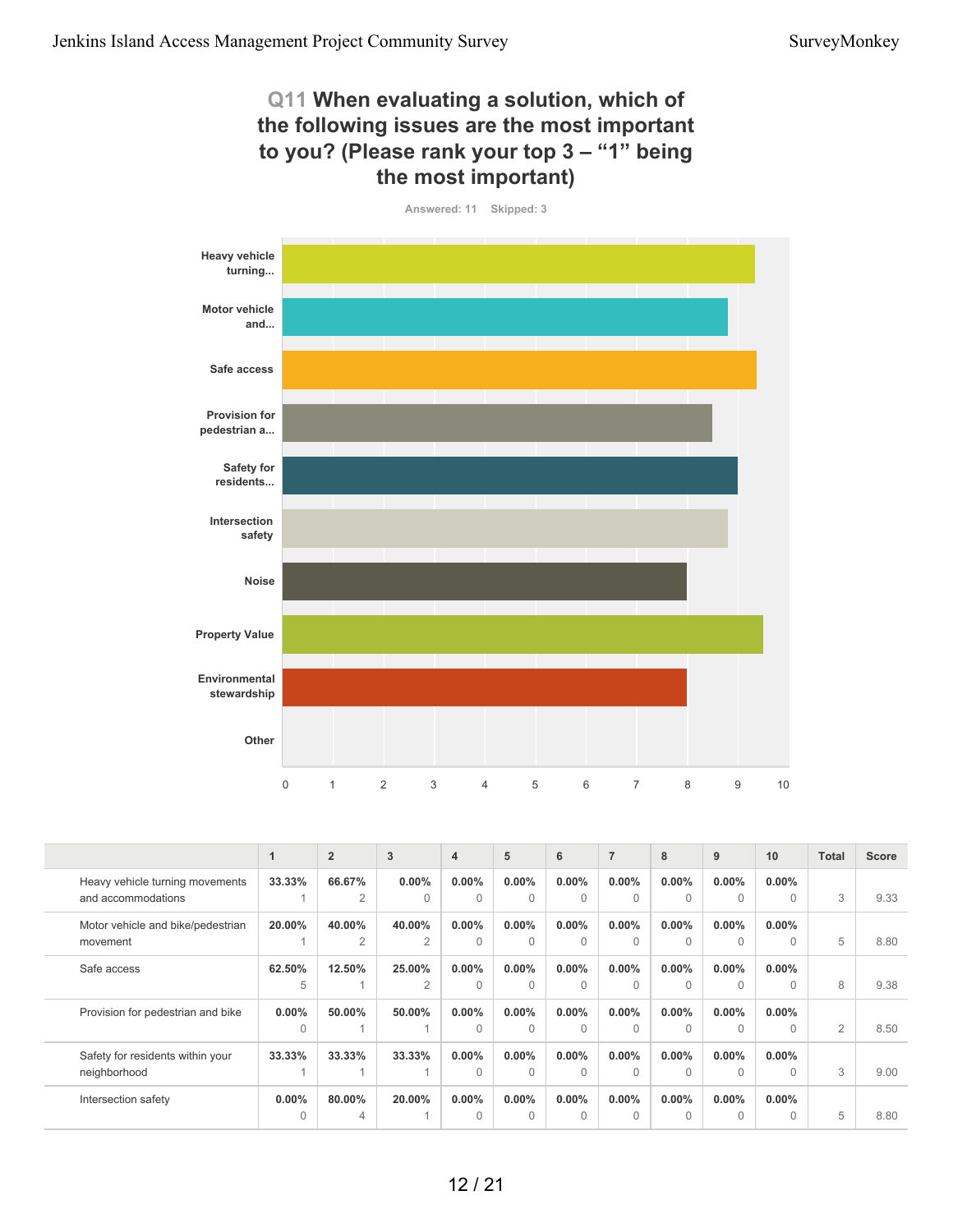## Q11 When evaluating a solution, which of the following issues are the most important to you? (Please rank your top 3 – "1" being the most important)

Answered: 11 Skipped: 3

| Option | Score |
|---|---|
| Heavy vehicle turning... | 9.33 |
| Motor vehicle and... | 8.80 |
| Safe access | 9.38 |
| Provision for pedestrian a... | 8.50 |
| Safety for residents... | 9.00 |
| Intersection safety | 8.80 |
| Noise | 8.00 |
| Property Value | 9.50 |
| Environmental stewardship | 8.00 |
| Other | 0 |

| | 1 | 2 | 3 | 4 | 5 | 6 | 7 | 8 | 9 | 10 | Total | Score |
|---|---|---|---|---|---|---|---|---|---|---|---|---|
| Heavy vehicle turning movements and accommodations | **33.33%** 1 | **66.67%** 2 | **0.00%** 0 | **0.00%** 0 | **0.00%** 0 | **0.00%** 0 | **0.00%** 0 | **0.00%** 0 | **0.00%** 0 | **0.00%** 0 | 3 | 9.33 |
| Motor vehicle and bike/pedestrian movement | **20.00%** 1 | **40.00%** 2 | **40.00%** 2 | **0.00%** 0 | **0.00%** 0 | **0.00%** 0 | **0.00%** 0 | **0.00%** 0 | **0.00%** 0 | **0.00%** 0 | 5 | 8.80 |
| Safe access | **62.50%** 5 | **12.50%** 1 | **25.00%** 2 | **0.00%** 0 | **0.00%** 0 | **0.00%** 0 | **0.00%** 0 | **0.00%** 0 | **0.00%** 0 | **0.00%** 0 | 8 | 9.38 |
| Provision for pedestrian and bike | **0.00%** 0 | **50.00%** 1 | **50.00%** 1 | **0.00%** 0 | **0.00%** 0 | **0.00%** 0 | **0.00%** 0 | **0.00%** 0 | **0.00%** 0 | **0.00%** 0 | 2 | 8.50 |
| Safety for residents within your neighborhood | **33.33%** 1 | **33.33%** 1 | **33.33%** 1 | **0.00%** 0 | **0.00%** 0 | **0.00%** 0 | **0.00%** 0 | **0.00%** 0 | **0.00%** 0 | **0.00%** 0 | 3 | 9.00 |
| Intersection safety | **0.00%** 0 | **80.00%** 4 | **20.00%** 1 | **0.00%** 0 | **0.00%** 0 | **0.00%** 0 | **0.00%** 0 | **0.00%** 0 | **0.00%** 0 | **0.00%** 0 | 5 | 8.80 |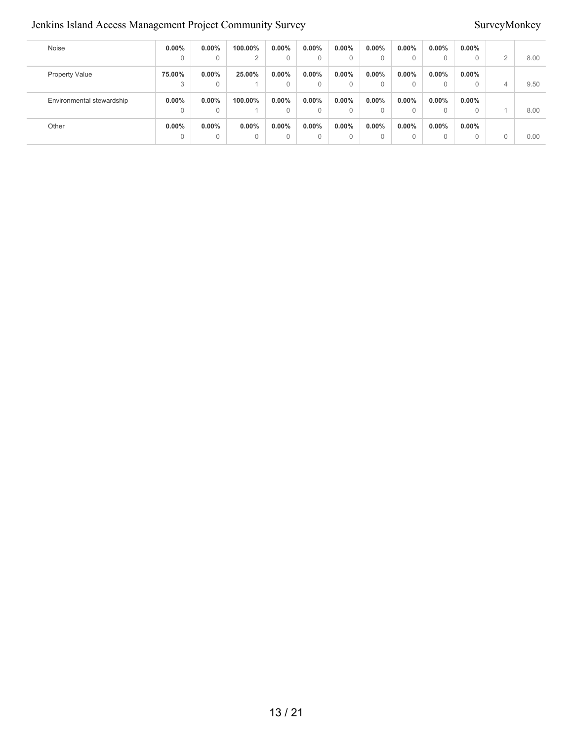| | | | | | | | | | | | | |
|---|---|---|---|---|---|---|---|---|---|---|---|---|
| Noise | **0.00%**<br>0 | **0.00%**<br>0 | **100.00%**<br>2 | **0.00%**<br>0 | **0.00%**<br>0 | **0.00%**<br>0 | **0.00%**<br>0 | **0.00%**<br>0 | **0.00%**<br>0 | **0.00%**<br>0 | 2 | 8.00 |
| Property Value | **75.00%**<br>3 | **0.00%**<br>0 | **25.00%**<br>1 | **0.00%**<br>0 | **0.00%**<br>0 | **0.00%**<br>0 | **0.00%**<br>0 | **0.00%**<br>0 | **0.00%**<br>0 | **0.00%**<br>0 | 4 | 9.50 |
| Environmental stewardship | **0.00%**<br>0 | **0.00%**<br>0 | **100.00%**<br>1 | **0.00%**<br>0 | **0.00%**<br>0 | **0.00%**<br>0 | **0.00%**<br>0 | **0.00%**<br>0 | **0.00%**<br>0 | **0.00%**<br>0 | 1 | 8.00 |
| Other | **0.00%**<br>0 | **0.00%**<br>0 | **0.00%**<br>0 | **0.00%**<br>0 | **0.00%**<br>0 | **0.00%**<br>0 | **0.00%**<br>0 | **0.00%**<br>0 | **0.00%**<br>0 | **0.00%**<br>0 | 0 | 0.00 |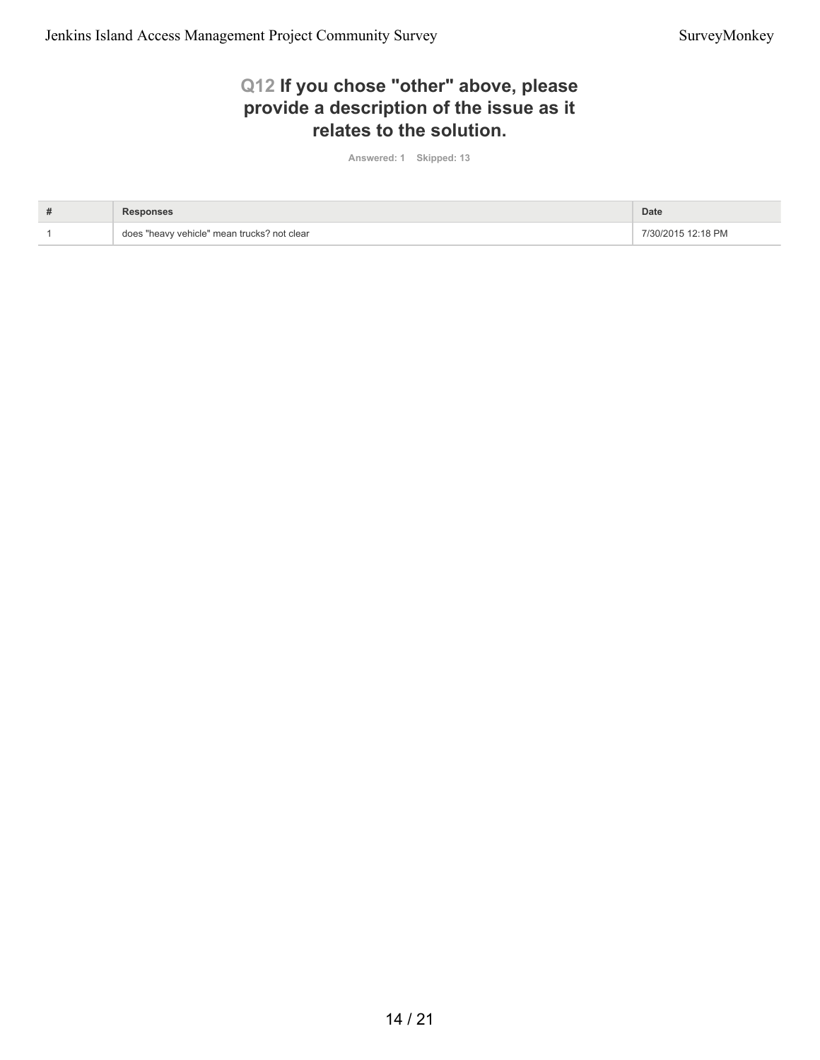## Q12 If you chose "other" above, please provide a description of the issue as it relates to the solution.

Answered: 1 Skipped: 13

| # | Responses | Date |
| --- | --- | --- |
| 1 | does "heavy vehicle" mean trucks? not clear | 7/30/2015 12:18 PM |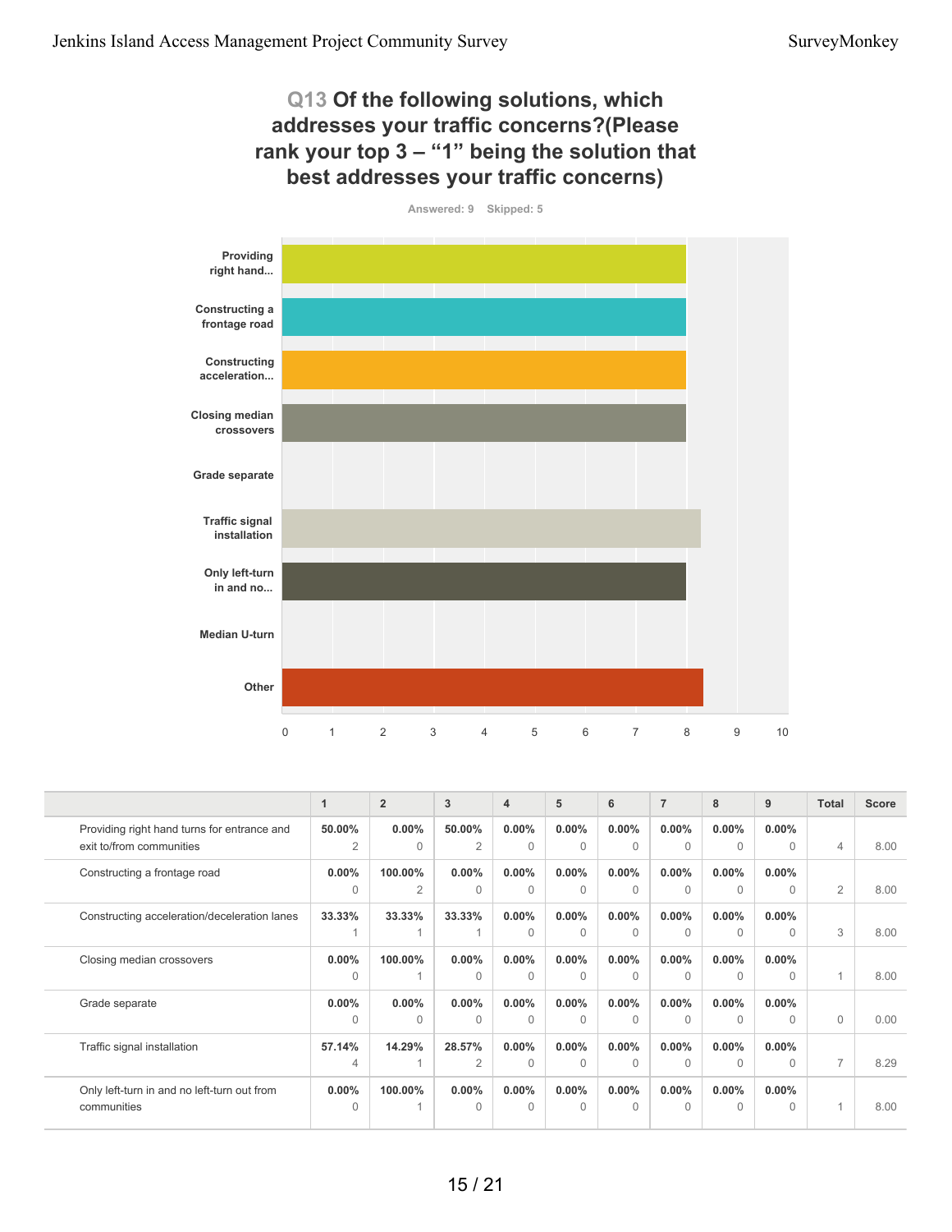## Q13 Of the following solutions, which addresses your traffic concerns?(Please rank your top 3 – "1" being the solution that best addresses your traffic concerns)

Answered: 9 Skipped: 5

| | 1 | 2 | 3 | 4 | 5 | 6 | 7 | 8 | 9 | Total | Score |
|---|---|---|---|---|---|---|---|---|---|---|---|
| Providing right hand turns for entrance and exit to/from communities | 50.00% 2 | 0.00% 0 | 50.00% 2 | 0.00% 0 | 0.00% 0 | 0.00% 0 | 0.00% 0 | 0.00% 0 | 0.00% 0 | 4 | 8.00 |
| Constructing a frontage road | 0.00% 0 | 100.00% 2 | 0.00% 0 | 0.00% 0 | 0.00% 0 | 0.00% 0 | 0.00% 0 | 0.00% 0 | 0.00% 0 | 2 | 8.00 |
| Constructing acceleration/deceleration lanes | 33.33% 1 | 33.33% 1 | 33.33% 1 | 0.00% 0 | 0.00% 0 | 0.00% 0 | 0.00% 0 | 0.00% 0 | 0.00% 0 | 3 | 8.00 |
| Closing median crossovers | 0.00% 0 | 100.00% 1 | 0.00% 0 | 0.00% 0 | 0.00% 0 | 0.00% 0 | 0.00% 0 | 0.00% 0 | 0.00% 0 | 1 | 8.00 |
| Grade separate | 0.00% 0 | 0.00% 0 | 0.00% 0 | 0.00% 0 | 0.00% 0 | 0.00% 0 | 0.00% 0 | 0.00% 0 | 0.00% 0 | 0 | 0.00 |
| Traffic signal installation | 57.14% 4 | 14.29% 1 | 28.57% 2 | 0.00% 0 | 0.00% 0 | 0.00% 0 | 0.00% 0 | 0.00% 0 | 0.00% 0 | 7 | 8.29 |
| Only left-turn in and no left-turn out from communities | 0.00% 0 | 100.00% 1 | 0.00% 0 | 0.00% 0 | 0.00% 0 | 0.00% 0 | 0.00% 0 | 0.00% 0 | 0.00% 0 | 1 | 8.00 |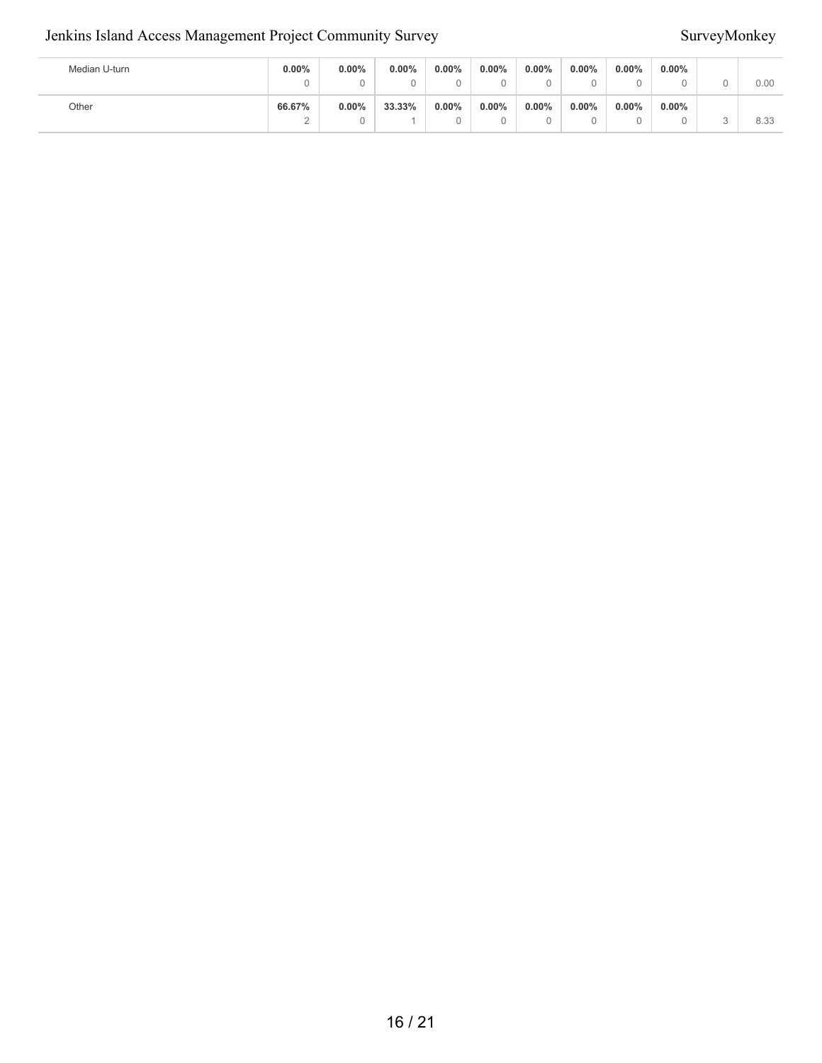| | | | | | | | | | | | |
|---|---|---|---|---|---|---|---|---|---|---|---|
| Median U-turn | **0.00%** 0 | **0.00%** 0 | **0.00%** 0 | **0.00%** 0 | **0.00%** 0 | **0.00%** 0 | **0.00%** 0 | **0.00%** 0 | **0.00%** 0 | 0 | 0.00 |
| Other | **66.67%** 2 | **0.00%** 0 | **33.33%** 1 | **0.00%** 0 | **0.00%** 0 | **0.00%** 0 | **0.00%** 0 | **0.00%** 0 | **0.00%** 0 | 3 | 8.33 |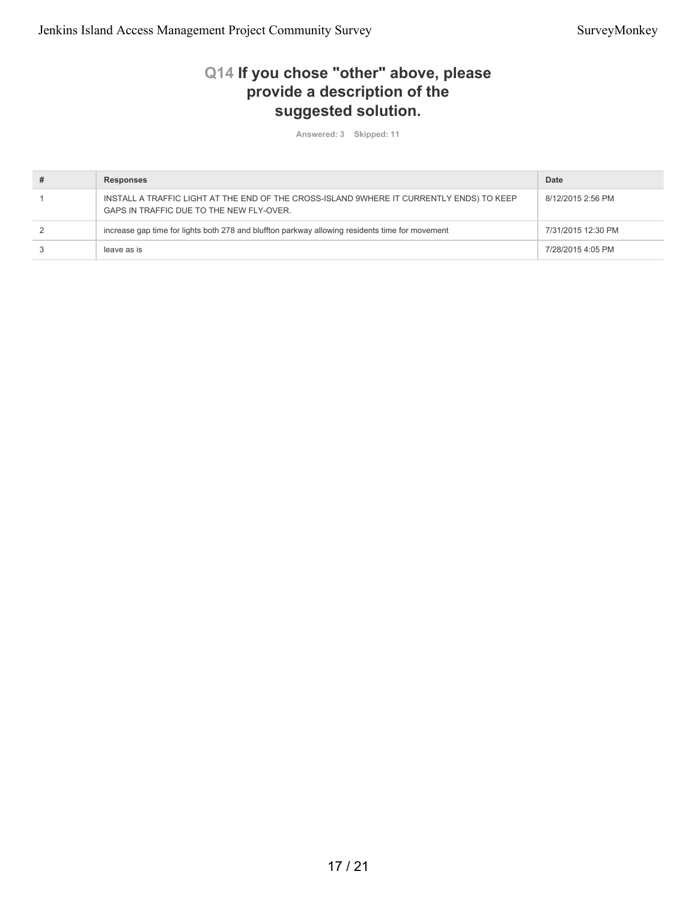## Q14 If you chose "other" above, please provide a description of the suggested solution.

**Answered: 3 Skipped: 11**

| # | Responses | Date |
|---|---|---|
| 1 | INSTALL A TRAFFIC LIGHT AT THE END OF THE CROSS-ISLAND 9WHERE IT CURRENTLY ENDS) TO KEEP GAPS IN TRAFFIC DUE TO THE NEW FLY-OVER. | 8/12/2015 2:56 PM |
| 2 | increase gap time for lights both 278 and bluffton parkway allowing residents time for movement | 7/31/2015 12:30 PM |
| 3 | leave as is | 7/28/2015 4:05 PM |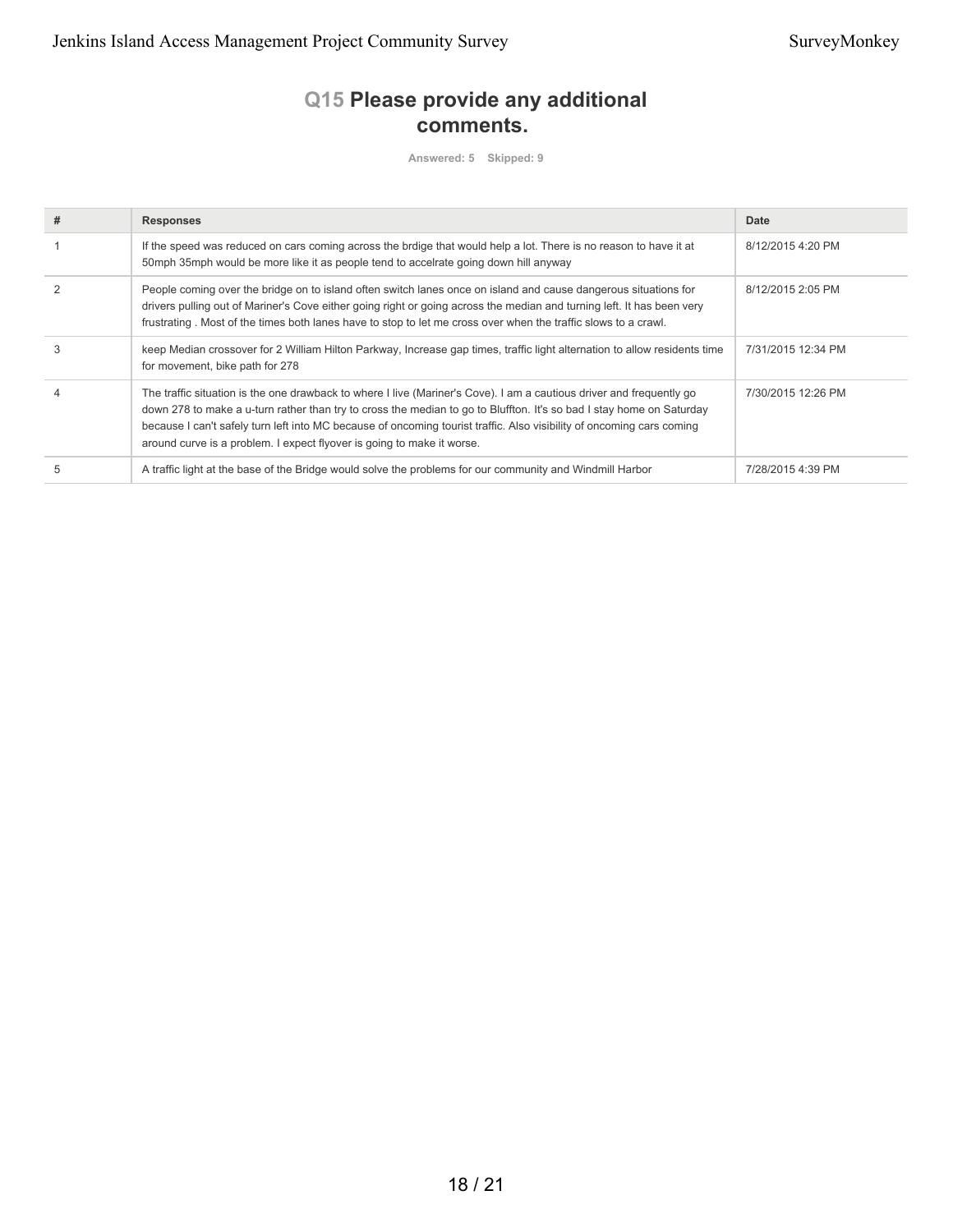## Q15 Please provide any additional comments.

Answered: 5 Skipped: 9

| # | Responses | Date |
|---|---|---|
| 1 | If the speed was reduced on cars coming across the brdige that would help a lot. There is no reason to have it at 50mph 35mph would be more like it as people tend to accelrate going down hill anyway | 8/12/2015 4:20 PM |
| 2 | People coming over the bridge on to island often switch lanes once on island and cause dangerous situations for drivers pulling out of Mariner's Cove either going right or going across the median and turning left. It has been very frustrating . Most of the times both lanes have to stop to let me cross over when the traffic slows to a crawl. | 8/12/2015 2:05 PM |
| 3 | keep Median crossover for 2 William Hilton Parkway, Increase gap times, traffic light alternation to allow residents time for movement, bike path for 278 | 7/31/2015 12:34 PM |
| 4 | The traffic situation is the one drawback to where I live (Mariner's Cove). I am a cautious driver and frequently go down 278 to make a u-turn rather than try to cross the median to go to Bluffton. It's so bad I stay home on Saturday because I can't safely turn left into MC because of oncoming tourist traffic. Also visibility of oncoming cars coming around curve is a problem. I expect flyover is going to make it worse. | 7/30/2015 12:26 PM |
| 5 | A traffic light at the base of the Bridge would solve the problems for our community and Windmill Harbor | 7/28/2015 4:39 PM |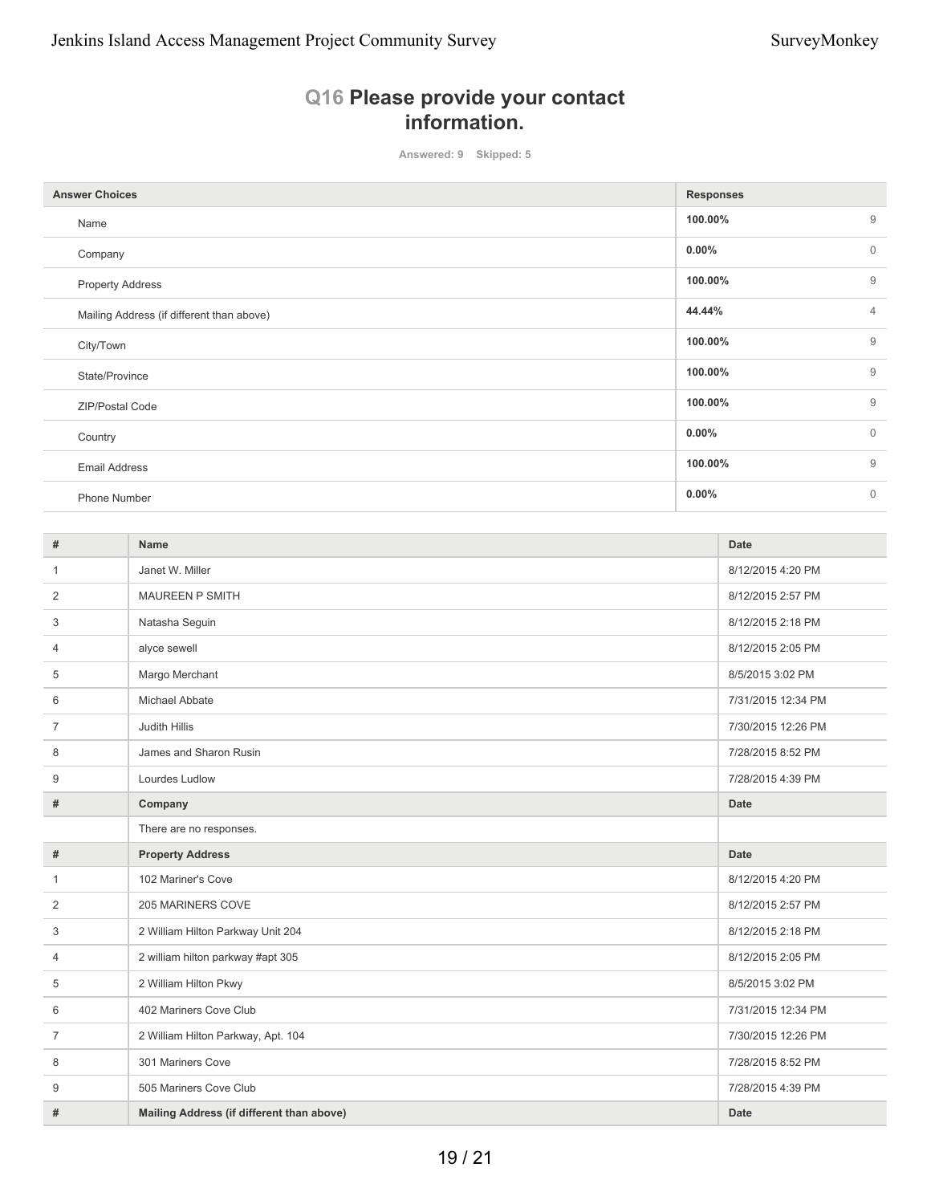## Q16 Please provide your contact information.

Answered: 9 Skipped: 5

| Answer Choices | Responses | |
|---|---|---|
| Name | 100.00% | 9 |
| Company | 0.00% | 0 |
| Property Address | 100.00% | 9 |
| Mailing Address (if different than above) | 44.44% | 4 |
| City/Town | 100.00% | 9 |
| State/Province | 100.00% | 9 |
| ZIP/Postal Code | 100.00% | 9 |
| Country | 0.00% | 0 |
| Email Address | 100.00% | 9 |
| Phone Number | 0.00% | 0 |

| # | Name | Date |
|---|---|---|
| 1 | Janet W. Miller | 8/12/2015 4:20 PM |
| 2 | MAUREEN P SMITH | 8/12/2015 2:57 PM |
| 3 | Natasha Seguin | 8/12/2015 2:18 PM |
| 4 | alyce sewell | 8/12/2015 2:05 PM |
| 5 | Margo Merchant | 8/5/2015 3:02 PM |
| 6 | Michael Abbate | 7/31/2015 12:34 PM |
| 7 | Judith Hillis | 7/30/2015 12:26 PM |
| 8 | James and Sharon Rusin | 7/28/2015 8:52 PM |
| 9 | Lourdes Ludlow | 7/28/2015 4:39 PM |
| **#** | **Company** | **Date** |
| | There are no responses. | |
| **#** | **Property Address** | **Date** |
| 1 | 102 Mariner's Cove | 8/12/2015 4:20 PM |
| 2 | 205 MARINERS COVE | 8/12/2015 2:57 PM |
| 3 | 2 William Hilton Parkway Unit 204 | 8/12/2015 2:18 PM |
| 4 | 2 william hilton parkway #apt 305 | 8/12/2015 2:05 PM |
| 5 | 2 William Hilton Pkwy | 8/5/2015 3:02 PM |
| 6 | 402 Mariners Cove Club | 7/31/2015 12:34 PM |
| 7 | 2 William Hilton Parkway, Apt. 104 | 7/30/2015 12:26 PM |
| 8 | 301 Mariners Cove | 7/28/2015 8:52 PM |
| 9 | 505 Mariners Cove Club | 7/28/2015 4:39 PM |
| **#** | **Mailing Address (if different than above)** | **Date** |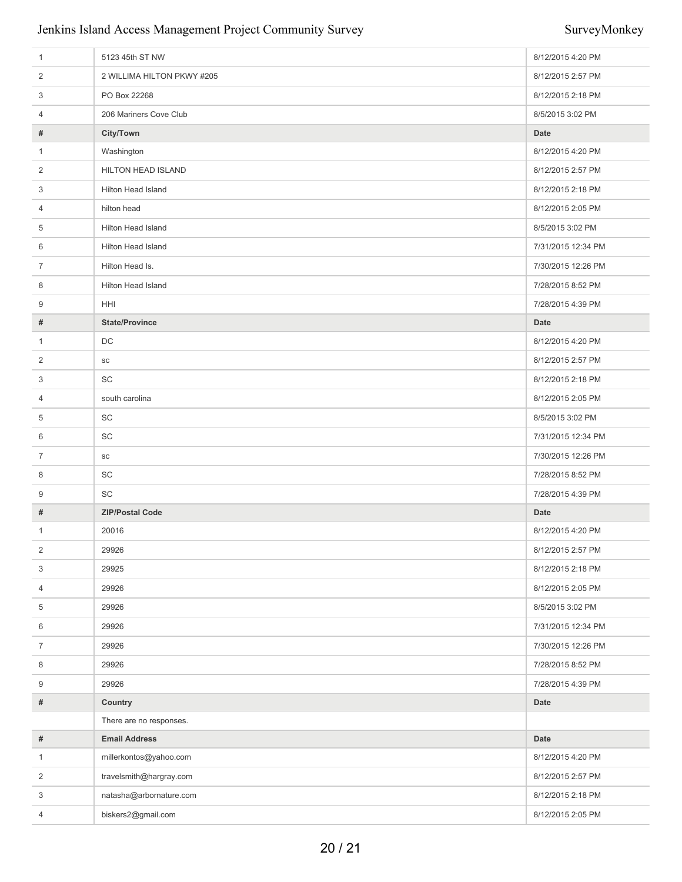| # | | Date |
|---|---|---|
| 1 | 5123 45th ST NW | 8/12/2015 4:20 PM |
| 2 | 2 WILLIMA HILTON PKWY #205 | 8/12/2015 2:57 PM |
| 3 | PO Box 22268 | 8/12/2015 2:18 PM |
| 4 | 206 Mariners Cove Club | 8/5/2015 3:02 PM |

| # | City/Town | Date |
|---|---|---|
| 1 | Washington | 8/12/2015 4:20 PM |
| 2 | HILTON HEAD ISLAND | 8/12/2015 2:57 PM |
| 3 | Hilton Head Island | 8/12/2015 2:18 PM |
| 4 | hilton head | 8/12/2015 2:05 PM |
| 5 | Hilton Head Island | 8/5/2015 3:02 PM |
| 6 | Hilton Head Island | 7/31/2015 12:34 PM |
| 7 | Hilton Head Is. | 7/30/2015 12:26 PM |
| 8 | Hilton Head Island | 7/28/2015 8:52 PM |
| 9 | HHI | 7/28/2015 4:39 PM |

| # | State/Province | Date |
|---|---|---|
| 1 | DC | 8/12/2015 4:20 PM |
| 2 | sc | 8/12/2015 2:57 PM |
| 3 | SC | 8/12/2015 2:18 PM |
| 4 | south carolina | 8/12/2015 2:05 PM |
| 5 | SC | 8/5/2015 3:02 PM |
| 6 | SC | 7/31/2015 12:34 PM |
| 7 | sc | 7/30/2015 12:26 PM |
| 8 | SC | 7/28/2015 8:52 PM |
| 9 | SC | 7/28/2015 4:39 PM |

| # | ZIP/Postal Code | Date |
|---|---|---|
| 1 | 20016 | 8/12/2015 4:20 PM |
| 2 | 29926 | 8/12/2015 2:57 PM |
| 3 | 29925 | 8/12/2015 2:18 PM |
| 4 | 29926 | 8/12/2015 2:05 PM |
| 5 | 29926 | 8/5/2015 3:02 PM |
| 6 | 29926 | 7/31/2015 12:34 PM |
| 7 | 29926 | 7/30/2015 12:26 PM |
| 8 | 29926 | 7/28/2015 8:52 PM |
| 9 | 29926 | 7/28/2015 4:39 PM |

| # | Country | Date |
|---|---|---|
| | There are no responses. | |

| # | Email Address | Date |
|---|---|---|
| 1 | millerkontos@yahoo.com | 8/12/2015 4:20 PM |
| 2 | travelsmith@hargray.com | 8/12/2015 2:57 PM |
| 3 | natasha@arbornature.com | 8/12/2015 2:18 PM |
| 4 | biskers2@gmail.com | 8/12/2015 2:05 PM |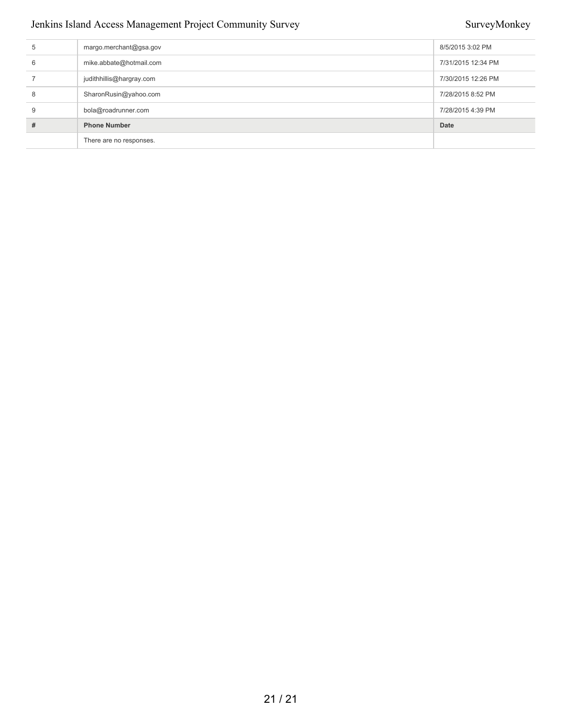| | | |
|---|---|---|
| 5 | margo.merchant@gsa.gov | 8/5/2015 3:02 PM |
| 6 | mike.abbate@hotmail.com | 7/31/2015 12:34 PM |
| 7 | judithhillis@hargray.com | 7/30/2015 12:26 PM |
| 8 | SharonRusin@yahoo.com | 7/28/2015 8:52 PM |
| 9 | bola@roadrunner.com | 7/28/2015 4:39 PM |

| # | Phone Number | Date |
|---|---|---|
| | There are no responses. | |